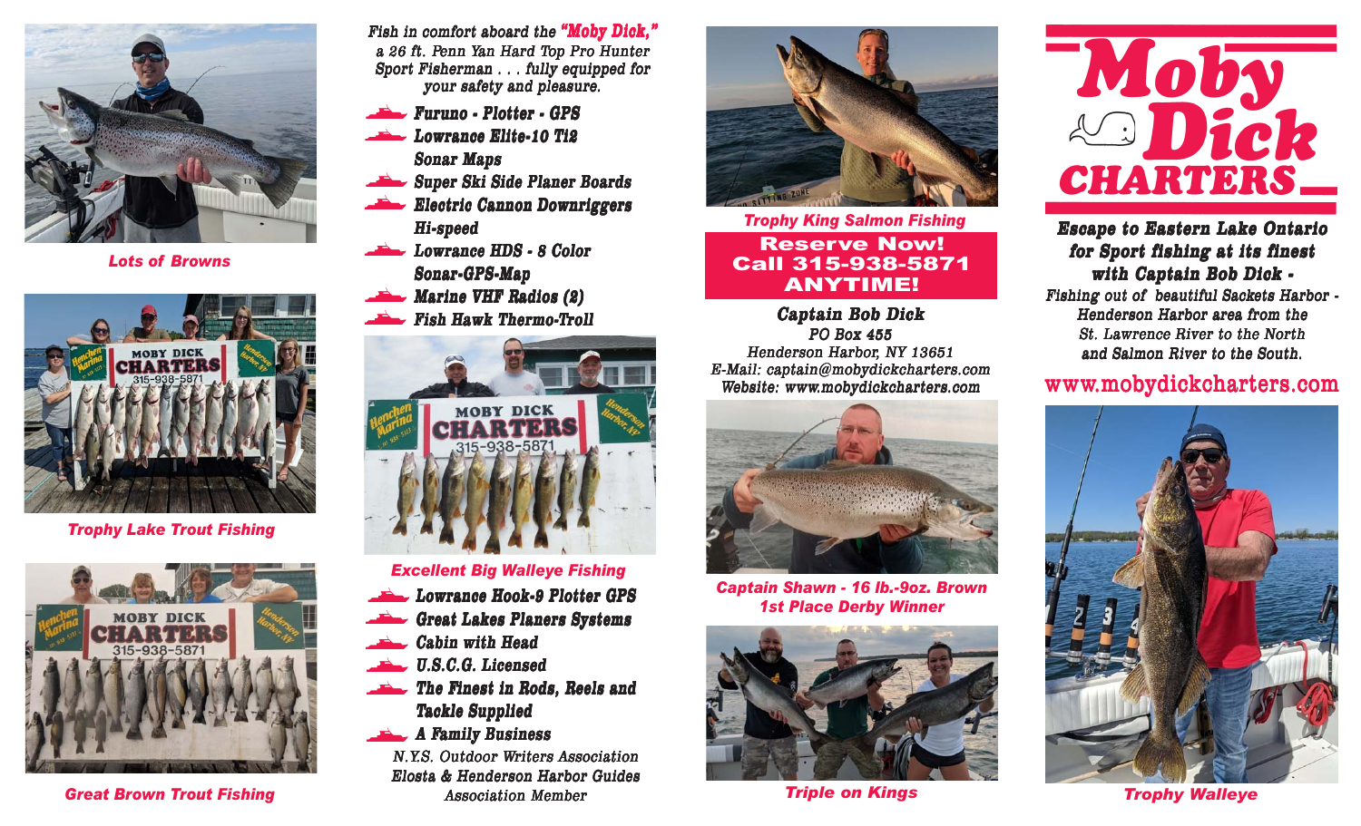Lots of Browns

Trophy Lake Trout Fishing

Great Brown Trout Fishing

*Fish in comfort aboard the* ***"Moby Dick,"*** *a 26 ft. Penn Yan Hard Top Pro Hunter Sport Fisherman . . . fully equipped for your safety and pleasure.*

- **Furuno - Plotter - GPS**
- **Lowrance Elite-10 Ti2 Sonar Maps**
- **Super Ski Side Planer Boards**
- **Electric Cannon Downriggers Hi-speed**
- **Lowrance HDS - 8 Color Sonar-GPS-Map**
- **Marine VHF Radios (2)**
- **Fish Hawk Thermo-Troll**

Excellent Big Walleye Fishing

- **Lowrance Hook-9 Plotter GPS**
- **Great Lakes Planers Systems**
- **Cabin with Head**
- **U.S.C.G. Licensed**
- **The Finest in Rods, Reels and Tackle Supplied**
- **A Family Business**

*N.Y.S. Outdoor Writers Association*
*Elosta & Henderson Harbor Guides Association Member*

Trophy King Salmon Fishing

**Reserve Now!**
**Call 315-938-5871**
**ANYTIME!**

**Captain Bob Dick**
PO Box 455
Henderson Harbor, NY 13651
E-Mail: captain@mobydickcharters.com
Website: www.mobydickcharters.com

Captain Shawn - 16 lb.-9oz. Brown
1st Place Derby Winner

Triple on Kings

# Moby Dick CHARTERS

**Escape to Eastern Lake Ontario for Sport fishing at its finest with Captain Bob Dick -**
*Fishing out of beautiful Sackets Harbor - Henderson Harbor area from the St. Lawrence River to the North and Salmon River to the South.*

www.mobydickcharters.com

Trophy Walleye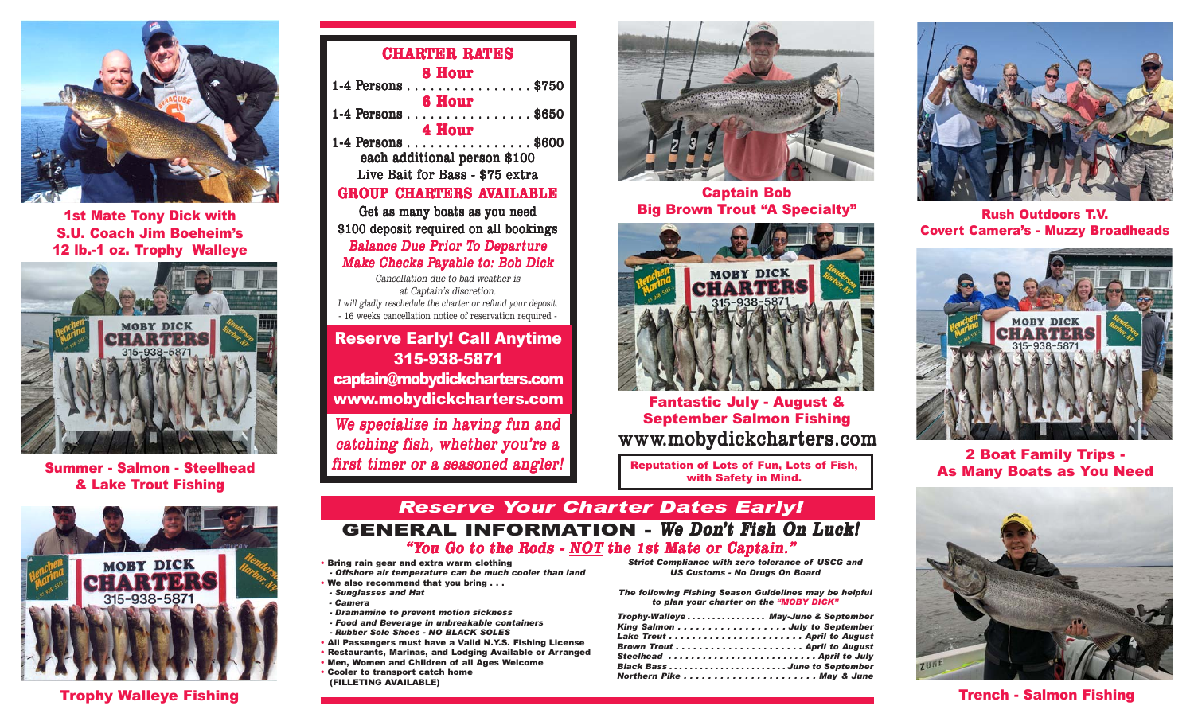1st Mate Tony Dick with S.U. Coach Jim Boeheim's 12 lb.-1 oz. Trophy Walleye

Summer - Salmon - Steelhead & Lake Trout Fishing

Trophy Walleye Fishing

## CHARTER RATES

**8 Hour**
1-4 Persons . . . . . . . . . . . . . . . . $750

**6 Hour**
1-4 Persons . . . . . . . . . . . . . . . . $650

**4 Hour**
1-4 Persons . . . . . . . . . . . . . . . . $600

each additional person $100

Live Bait for Bass - $75 extra

## GROUP CHARTERS AVAILABLE

Get as many boats as you need

$100 deposit required on all bookings

*Balance Due Prior To Departure*

*Make Checks Payable to: Bob Dick*

*Cancellation due to bad weather is at Captain's discretion.*

*I will gladly reschedule the charter or refund your deposit.*

*- 16 weeks cancellation notice of reservation required -*

**Reserve Early! Call Anytime**
**315-938-5871**
**captain@mobydickcharters.com**
**www.mobydickcharters.com**

*We specialize in having fun and catching fish, whether you're a first timer or a seasoned angler!*

Captain Bob
Big Brown Trout "A Specialty"

Fantastic July - August & September Salmon Fishing

www.mobydickcharters.com

**Reputation of Lots of Fun, Lots of Fish, with Safety in Mind.**

Rush Outdoors T.V.
Covert Camera's - Muzzy Broadheads

2 Boat Family Trips - As Many Boats as You Need

Trench - Salmon Fishing

*Reserve Your Charter Dates Early!*

## GENERAL INFORMATION - *We Don't Fish On Luck!*

*"You Go to the Rods - NOT the 1st Mate or Captain."*

- **Bring rain gear and extra warm clothing**
  - *Offshore air temperature can be much cooler than land*
- **We also recommend that you bring . . .**
  - *Sunglasses and Hat*
  - *Camera*
  - *Dramamine to prevent motion sickness*
  - *Food and Beverage in unbreakable containers*
  - *Rubber Sole Shoes - NO BLACK SOLES*
- **All Passengers must have a Valid N.Y.S. Fishing License**
- **Restaurants, Marinas, and Lodging Available or Arranged**
- **Men, Women and Children of all Ages Welcome**
- **Cooler to transport catch home (FILLETING AVAILABLE)**

*Strict Compliance with zero tolerance of USCG and US Customs - No Drugs On Board*

*The following Fishing Season Guidelines may be helpful to plan your charter on the "MOBY DICK"*

*Trophy-Walleye . . . . . . . . . . . . . . . . May-June & September*
*King Salmon . . . . . . . . . . . . . . . . . . . July to September*
*Lake Trout . . . . . . . . . . . . . . . . . . . . . . . April to August*
*Brown Trout . . . . . . . . . . . . . . . . . . . . . April to August*
*Steelhead . . . . . . . . . . . . . . . . . . . . . . . . . April to July*
*Black Bass . . . . . . . . . . . . . . . . . . . . June to September*
*Northern Pike . . . . . . . . . . . . . . . . . . . . . . May & June*